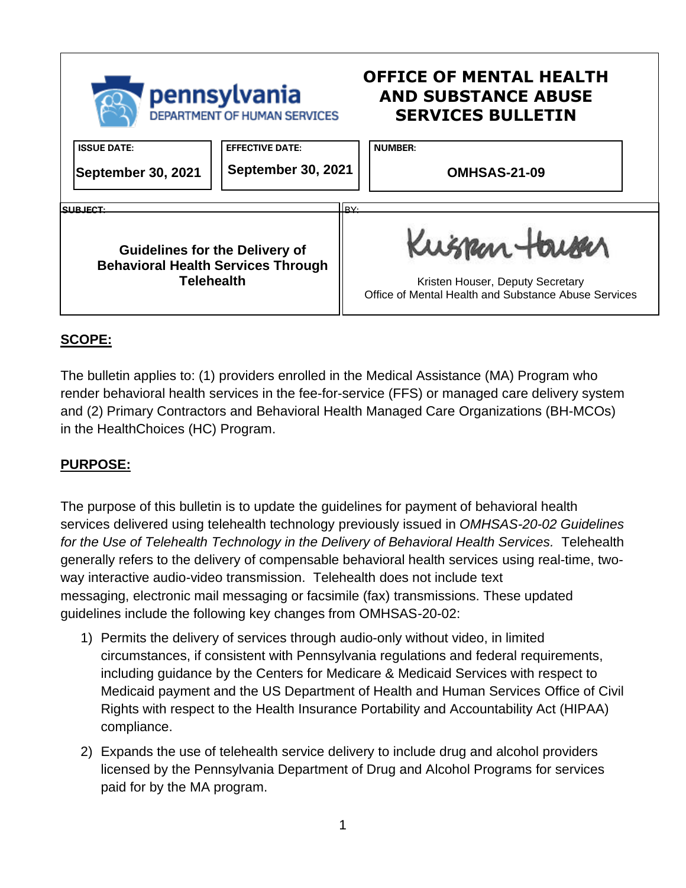**pennsylvania**
DEPARTMENT OF HUMAN SERVICES

# OFFICE OF MENTAL HEALTH AND SUBSTANCE ABUSE SERVICES BULLETIN

| ISSUE DATE: | EFFECTIVE DATE: | NUMBER: |
|---|---|---|
| September 30, 2021 | September 30, 2021 | OMHSAS-21-09 |

| SUBJECT: | BY: |
|---|---|
| **Guidelines for the Delivery of Behavioral Health Services Through Telehealth** | Kristen Houser, Deputy Secretary<br>Office of Mental Health and Substance Abuse Services |

## SCOPE:

The bulletin applies to: (1) providers enrolled in the Medical Assistance (MA) Program who render behavioral health services in the fee-for-service (FFS) or managed care delivery system and (2) Primary Contractors and Behavioral Health Managed Care Organizations (BH-MCOs) in the HealthChoices (HC) Program.

## PURPOSE:

The purpose of this bulletin is to update the guidelines for payment of behavioral health services delivered using telehealth technology previously issued in *OMHSAS-20-02 Guidelines for the Use of Telehealth Technology in the Delivery of Behavioral Health Services.* Telehealth generally refers to the delivery of compensable behavioral health services using real-time, two-way interactive audio-video transmission. Telehealth does not include text messaging, electronic mail messaging or facsimile (fax) transmissions. These updated guidelines include the following key changes from OMHSAS-20-02:

1) Permits the delivery of services through audio-only without video, in limited circumstances, if consistent with Pennsylvania regulations and federal requirements, including guidance by the Centers for Medicare & Medicaid Services with respect to Medicaid payment and the US Department of Health and Human Services Office of Civil Rights with respect to the Health Insurance Portability and Accountability Act (HIPAA) compliance.
2) Expands the use of telehealth service delivery to include drug and alcohol providers licensed by the Pennsylvania Department of Drug and Alcohol Programs for services paid for by the MA program.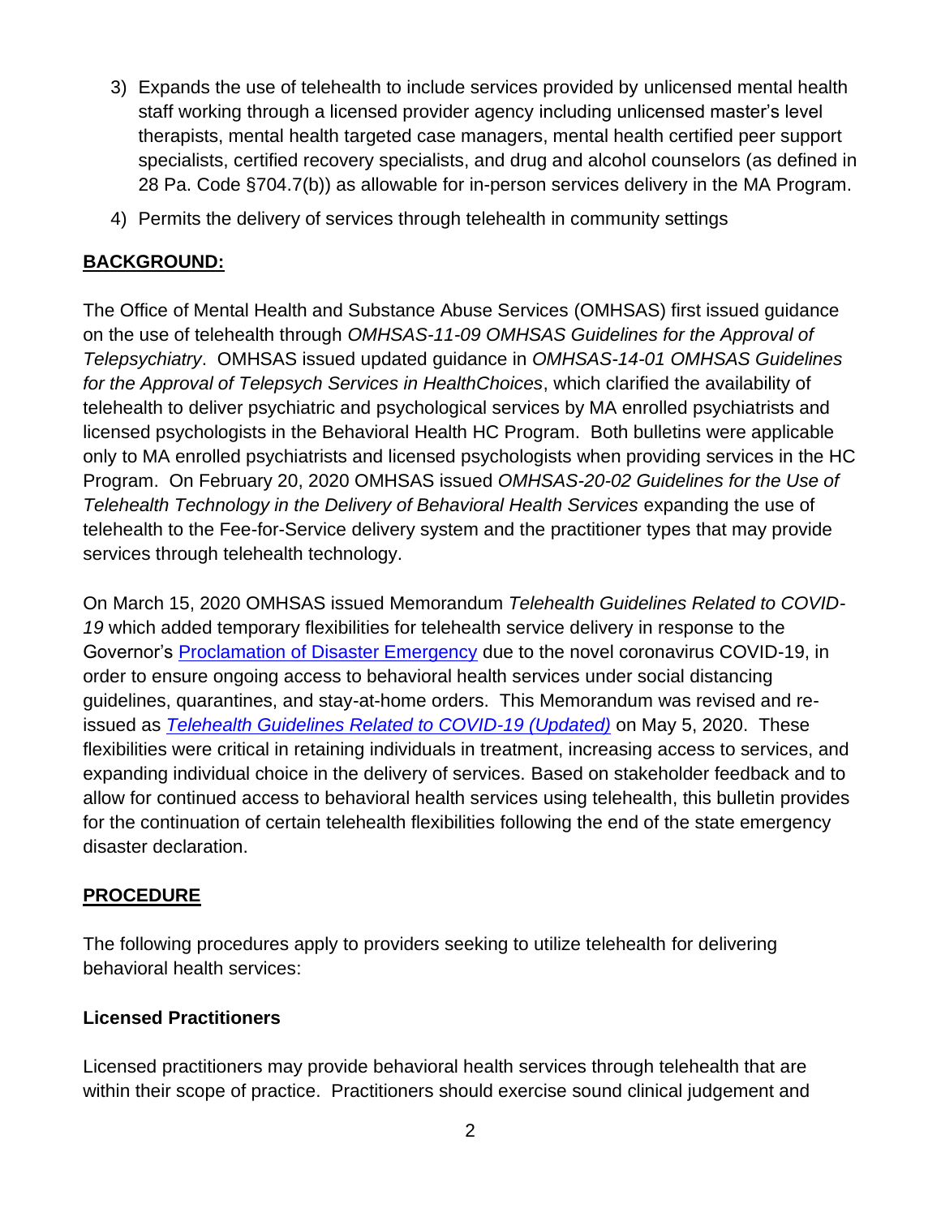3) Expands the use of telehealth to include services provided by unlicensed mental health staff working through a licensed provider agency including unlicensed master's level therapists, mental health targeted case managers, mental health certified peer support specialists, certified recovery specialists, and drug and alcohol counselors (as defined in 28 Pa. Code §704.7(b)) as allowable for in-person services delivery in the MA Program.
4) Permits the delivery of services through telehealth in community settings

## BACKGROUND:

The Office of Mental Health and Substance Abuse Services (OMHSAS) first issued guidance on the use of telehealth through *OMHSAS-11-09 OMHSAS Guidelines for the Approval of Telepsychiatry*. OMHSAS issued updated guidance in *OMHSAS-14-01 OMHSAS Guidelines for the Approval of Telepsych Services in HealthChoices*, which clarified the availability of telehealth to deliver psychiatric and psychological services by MA enrolled psychiatrists and licensed psychologists in the Behavioral Health HC Program. Both bulletins were applicable only to MA enrolled psychiatrists and licensed psychologists when providing services in the HC Program. On February 20, 2020 OMHSAS issued *OMHSAS-20-02 Guidelines for the Use of Telehealth Technology in the Delivery of Behavioral Health Services* expanding the use of telehealth to the Fee-for-Service delivery system and the practitioner types that may provide services through telehealth technology.

On March 15, 2020 OMHSAS issued Memorandum *Telehealth Guidelines Related to COVID-19* which added temporary flexibilities for telehealth service delivery in response to the Governor's Proclamation of Disaster Emergency due to the novel coronavirus COVID-19, in order to ensure ongoing access to behavioral health services under social distancing guidelines, quarantines, and stay-at-home orders. This Memorandum was revised and re-issued as *Telehealth Guidelines Related to COVID-19 (Updated)* on May 5, 2020. These flexibilities were critical in retaining individuals in treatment, increasing access to services, and expanding individual choice in the delivery of services. Based on stakeholder feedback and to allow for continued access to behavioral health services using telehealth, this bulletin provides for the continuation of certain telehealth flexibilities following the end of the state emergency disaster declaration.

## PROCEDURE

The following procedures apply to providers seeking to utilize telehealth for delivering behavioral health services:

### Licensed Practitioners

Licensed practitioners may provide behavioral health services through telehealth that are within their scope of practice. Practitioners should exercise sound clinical judgement and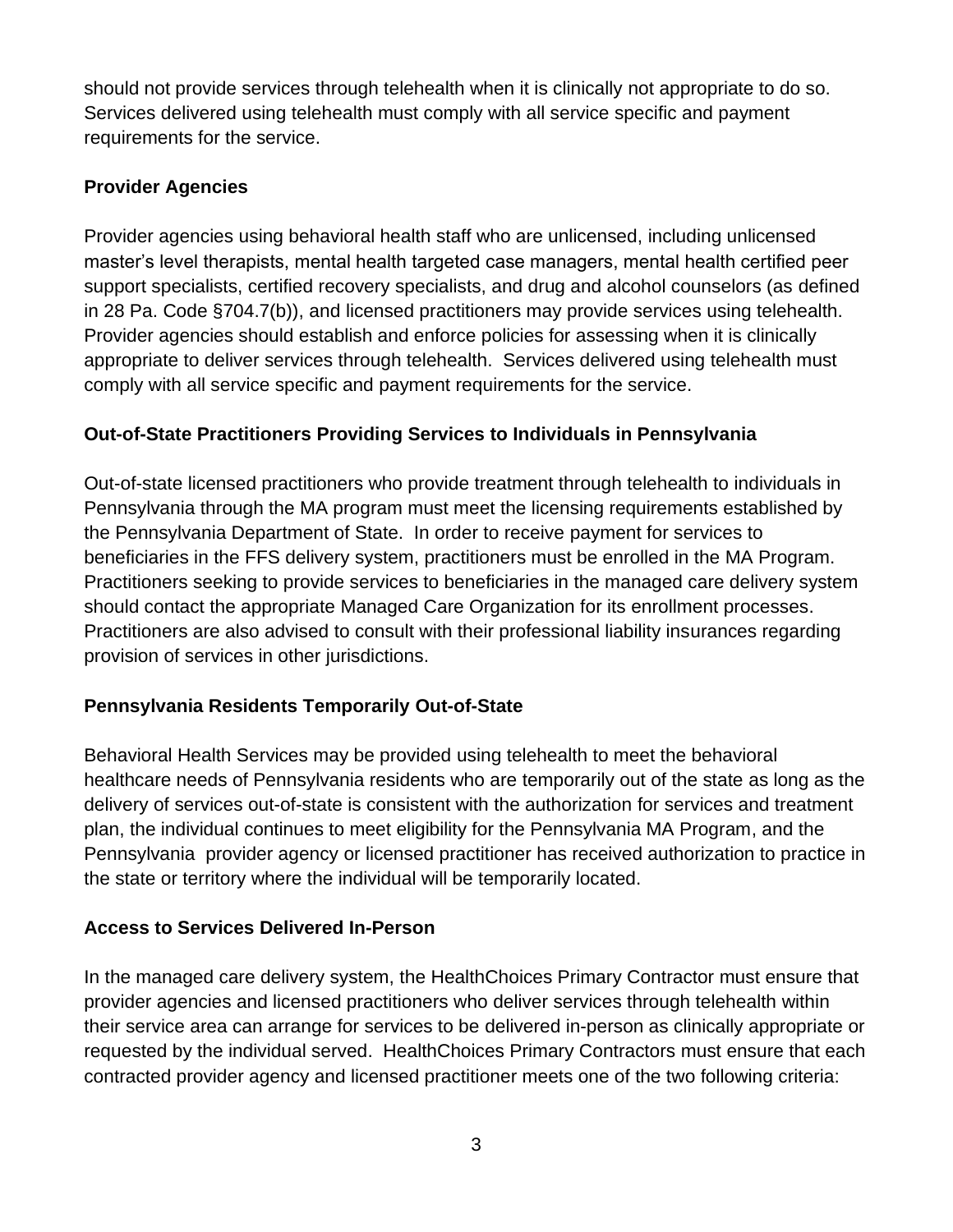should not provide services through telehealth when it is clinically not appropriate to do so. Services delivered using telehealth must comply with all service specific and payment requirements for the service.

**Provider Agencies**

Provider agencies using behavioral health staff who are unlicensed, including unlicensed master's level therapists, mental health targeted case managers, mental health certified peer support specialists, certified recovery specialists, and drug and alcohol counselors (as defined in 28 Pa. Code §704.7(b)), and licensed practitioners may provide services using telehealth. Provider agencies should establish and enforce policies for assessing when it is clinically appropriate to deliver services through telehealth. Services delivered using telehealth must comply with all service specific and payment requirements for the service.

**Out-of-State Practitioners Providing Services to Individuals in Pennsylvania**

Out-of-state licensed practitioners who provide treatment through telehealth to individuals in Pennsylvania through the MA program must meet the licensing requirements established by the Pennsylvania Department of State. In order to receive payment for services to beneficiaries in the FFS delivery system, practitioners must be enrolled in the MA Program. Practitioners seeking to provide services to beneficiaries in the managed care delivery system should contact the appropriate Managed Care Organization for its enrollment processes. Practitioners are also advised to consult with their professional liability insurances regarding provision of services in other jurisdictions.

**Pennsylvania Residents Temporarily Out-of-State**

Behavioral Health Services may be provided using telehealth to meet the behavioral healthcare needs of Pennsylvania residents who are temporarily out of the state as long as the delivery of services out-of-state is consistent with the authorization for services and treatment plan, the individual continues to meet eligibility for the Pennsylvania MA Program, and the Pennsylvania provider agency or licensed practitioner has received authorization to practice in the state or territory where the individual will be temporarily located.

**Access to Services Delivered In-Person**

In the managed care delivery system, the HealthChoices Primary Contractor must ensure that provider agencies and licensed practitioners who deliver services through telehealth within their service area can arrange for services to be delivered in-person as clinically appropriate or requested by the individual served. HealthChoices Primary Contractors must ensure that each contracted provider agency and licensed practitioner meets one of the two following criteria: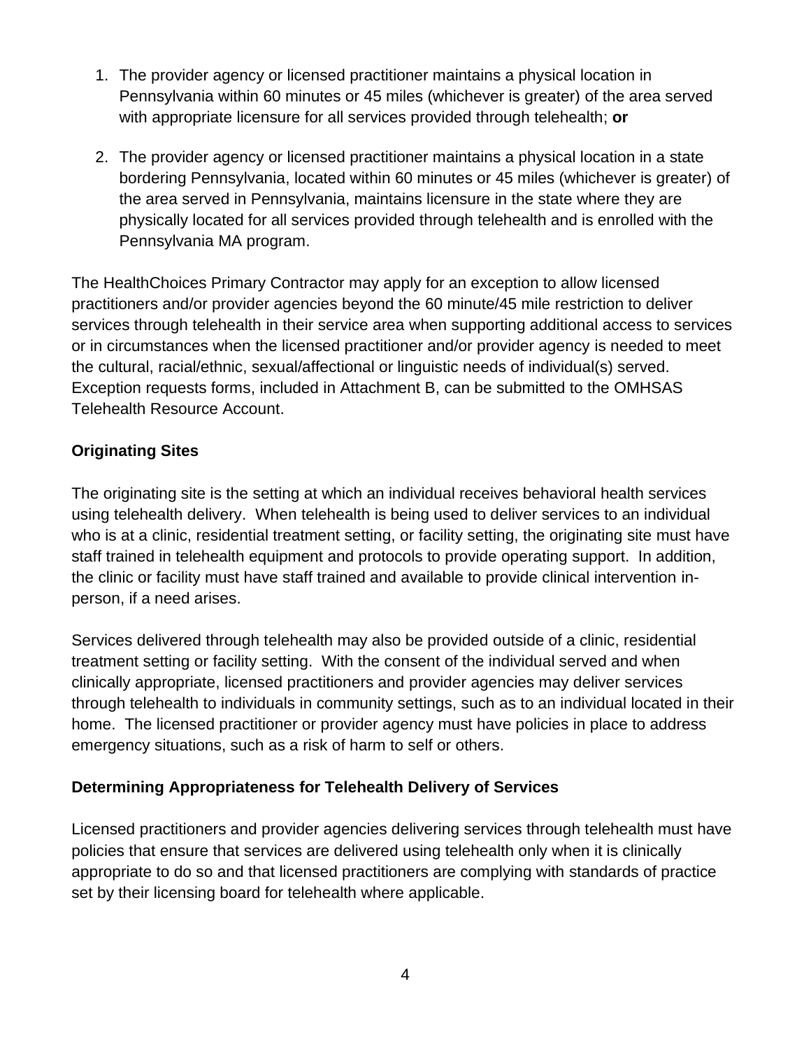1. The provider agency or licensed practitioner maintains a physical location in Pennsylvania within 60 minutes or 45 miles (whichever is greater) of the area served with appropriate licensure for all services provided through telehealth; **or**

2. The provider agency or licensed practitioner maintains a physical location in a state bordering Pennsylvania, located within 60 minutes or 45 miles (whichever is greater) of the area served in Pennsylvania, maintains licensure in the state where they are physically located for all services provided through telehealth and is enrolled with the Pennsylvania MA program.

The HealthChoices Primary Contractor may apply for an exception to allow licensed practitioners and/or provider agencies beyond the 60 minute/45 mile restriction to deliver services through telehealth in their service area when supporting additional access to services or in circumstances when the licensed practitioner and/or provider agency is needed to meet the cultural, racial/ethnic, sexual/affectional or linguistic needs of individual(s) served. Exception requests forms, included in Attachment B, can be submitted to the OMHSAS Telehealth Resource Account.

**Originating Sites**

The originating site is the setting at which an individual receives behavioral health services using telehealth delivery. When telehealth is being used to deliver services to an individual who is at a clinic, residential treatment setting, or facility setting, the originating site must have staff trained in telehealth equipment and protocols to provide operating support. In addition, the clinic or facility must have staff trained and available to provide clinical intervention in-person, if a need arises.

Services delivered through telehealth may also be provided outside of a clinic, residential treatment setting or facility setting. With the consent of the individual served and when clinically appropriate, licensed practitioners and provider agencies may deliver services through telehealth to individuals in community settings, such as to an individual located in their home. The licensed practitioner or provider agency must have policies in place to address emergency situations, such as a risk of harm to self or others.

**Determining Appropriateness for Telehealth Delivery of Services**

Licensed practitioners and provider agencies delivering services through telehealth must have policies that ensure that services are delivered using telehealth only when it is clinically appropriate to do so and that licensed practitioners are complying with standards of practice set by their licensing board for telehealth where applicable.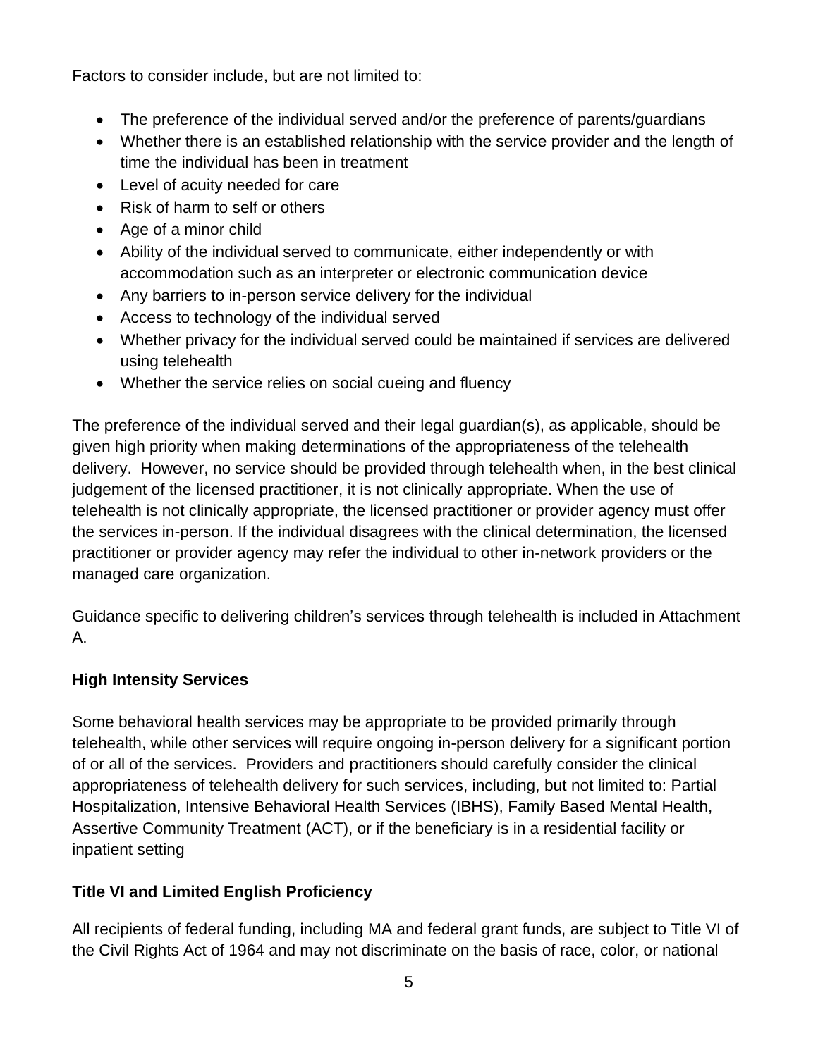Factors to consider include, but are not limited to:

- The preference of the individual served and/or the preference of parents/guardians
- Whether there is an established relationship with the service provider and the length of time the individual has been in treatment
- Level of acuity needed for care
- Risk of harm to self or others
- Age of a minor child
- Ability of the individual served to communicate, either independently or with accommodation such as an interpreter or electronic communication device
- Any barriers to in-person service delivery for the individual
- Access to technology of the individual served
- Whether privacy for the individual served could be maintained if services are delivered using telehealth
- Whether the service relies on social cueing and fluency

The preference of the individual served and their legal guardian(s), as applicable, should be given high priority when making determinations of the appropriateness of the telehealth delivery. However, no service should be provided through telehealth when, in the best clinical judgement of the licensed practitioner, it is not clinically appropriate. When the use of telehealth is not clinically appropriate, the licensed practitioner or provider agency must offer the services in-person. If the individual disagrees with the clinical determination, the licensed practitioner or provider agency may refer the individual to other in-network providers or the managed care organization.

Guidance specific to delivering children's services through telehealth is included in Attachment A.

**High Intensity Services**

Some behavioral health services may be appropriate to be provided primarily through telehealth, while other services will require ongoing in-person delivery for a significant portion of or all of the services. Providers and practitioners should carefully consider the clinical appropriateness of telehealth delivery for such services, including, but not limited to: Partial Hospitalization, Intensive Behavioral Health Services (IBHS), Family Based Mental Health, Assertive Community Treatment (ACT), or if the beneficiary is in a residential facility or inpatient setting

**Title VI and Limited English Proficiency**

All recipients of federal funding, including MA and federal grant funds, are subject to Title VI of the Civil Rights Act of 1964 and may not discriminate on the basis of race, color, or national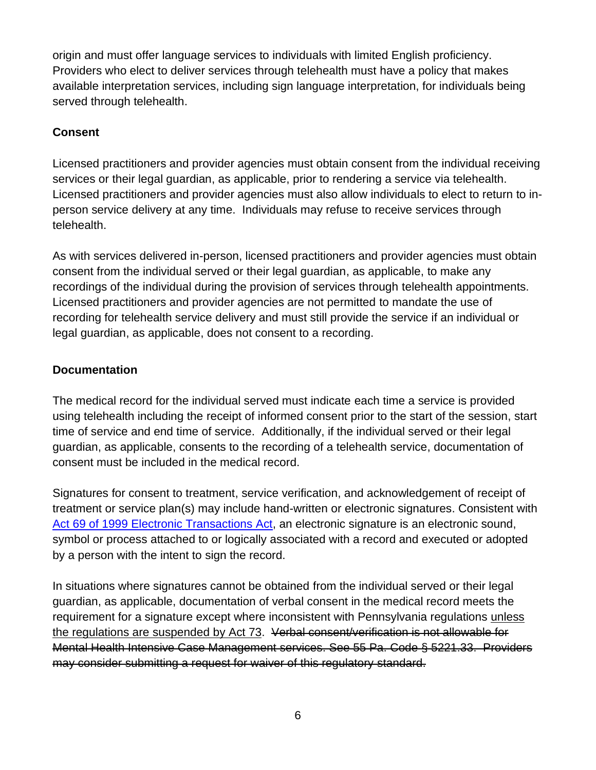origin and must offer language services to individuals with limited English proficiency. Providers who elect to deliver services through telehealth must have a policy that makes available interpretation services, including sign language interpretation, for individuals being served through telehealth.

**Consent**

Licensed practitioners and provider agencies must obtain consent from the individual receiving services or their legal guardian, as applicable, prior to rendering a service via telehealth. Licensed practitioners and provider agencies must also allow individuals to elect to return to in-person service delivery at any time. Individuals may refuse to receive services through telehealth.

As with services delivered in-person, licensed practitioners and provider agencies must obtain consent from the individual served or their legal guardian, as applicable, to make any recordings of the individual during the provision of services through telehealth appointments. Licensed practitioners and provider agencies are not permitted to mandate the use of recording for telehealth service delivery and must still provide the service if an individual or legal guardian, as applicable, does not consent to a recording.

**Documentation**

The medical record for the individual served must indicate each time a service is provided using telehealth including the receipt of informed consent prior to the start of the session, start time of service and end time of service. Additionally, if the individual served or their legal guardian, as applicable, consents to the recording of a telehealth service, documentation of consent must be included in the medical record.

Signatures for consent to treatment, service verification, and acknowledgement of receipt of treatment or service plan(s) may include hand-written or electronic signatures. Consistent with [Act 69 of 1999 Electronic Transactions Act](), an electronic signature is an electronic sound, symbol or process attached to or logically associated with a record and executed or adopted by a person with the intent to sign the record.

In situations where signatures cannot be obtained from the individual served or their legal guardian, as applicable, documentation of verbal consent in the medical record meets the requirement for a signature except where inconsistent with Pennsylvania regulations <u>unless the regulations are suspended by Act 73</u>. ~~Verbal consent/verification is not allowable for Mental Health Intensive Case Management services. See 55 Pa. Code § 5221.33. Providers may consider submitting a request for waiver of this regulatory standard.~~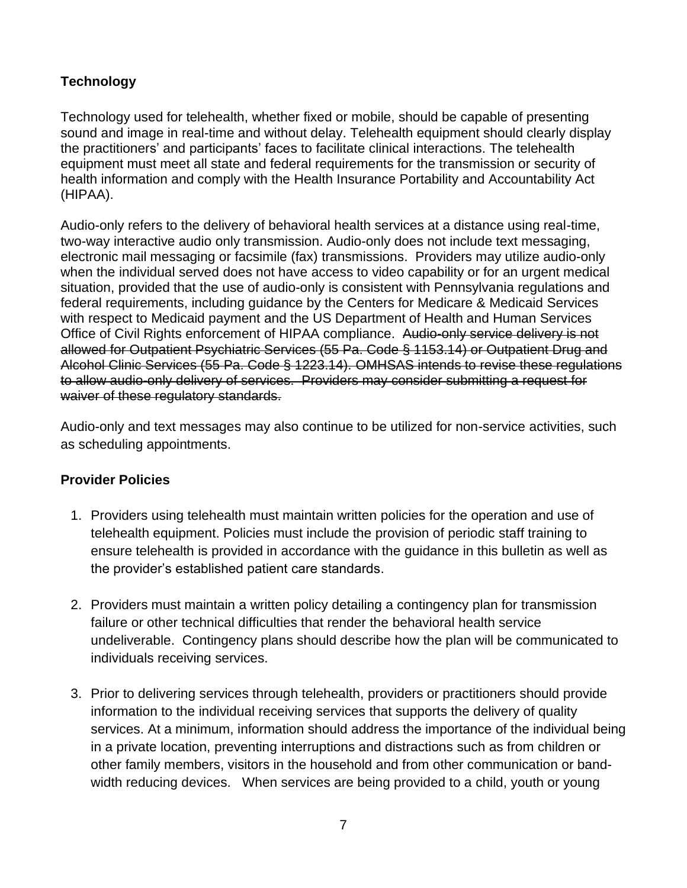**Technology**

Technology used for telehealth, whether fixed or mobile, should be capable of presenting sound and image in real-time and without delay. Telehealth equipment should clearly display the practitioners' and participants' faces to facilitate clinical interactions. The telehealth equipment must meet all state and federal requirements for the transmission or security of health information and comply with the Health Insurance Portability and Accountability Act (HIPAA).

Audio-only refers to the delivery of behavioral health services at a distance using real-time, two-way interactive audio only transmission. Audio-only does not include text messaging, electronic mail messaging or facsimile (fax) transmissions. Providers may utilize audio-only when the individual served does not have access to video capability or for an urgent medical situation, provided that the use of audio-only is consistent with Pennsylvania regulations and federal requirements, including guidance by the Centers for Medicare & Medicaid Services with respect to Medicaid payment and the US Department of Health and Human Services Office of Civil Rights enforcement of HIPAA compliance. ~~Audio-only service delivery is not allowed for Outpatient Psychiatric Services (55 Pa. Code § 1153.14) or Outpatient Drug and Alcohol Clinic Services (55 Pa. Code § 1223.14). OMHSAS intends to revise these regulations to allow audio-only delivery of services. Providers may consider submitting a request for waiver of these regulatory standards.~~

Audio-only and text messages may also continue to be utilized for non-service activities, such as scheduling appointments.

**Provider Policies**

1. Providers using telehealth must maintain written policies for the operation and use of telehealth equipment. Policies must include the provision of periodic staff training to ensure telehealth is provided in accordance with the guidance in this bulletin as well as the provider's established patient care standards.

2. Providers must maintain a written policy detailing a contingency plan for transmission failure or other technical difficulties that render the behavioral health service undeliverable. Contingency plans should describe how the plan will be communicated to individuals receiving services.

3. Prior to delivering services through telehealth, providers or practitioners should provide information to the individual receiving services that supports the delivery of quality services. At a minimum, information should address the importance of the individual being in a private location, preventing interruptions and distractions such as from children or other family members, visitors in the household and from other communication or band-width reducing devices. When services are being provided to a child, youth or young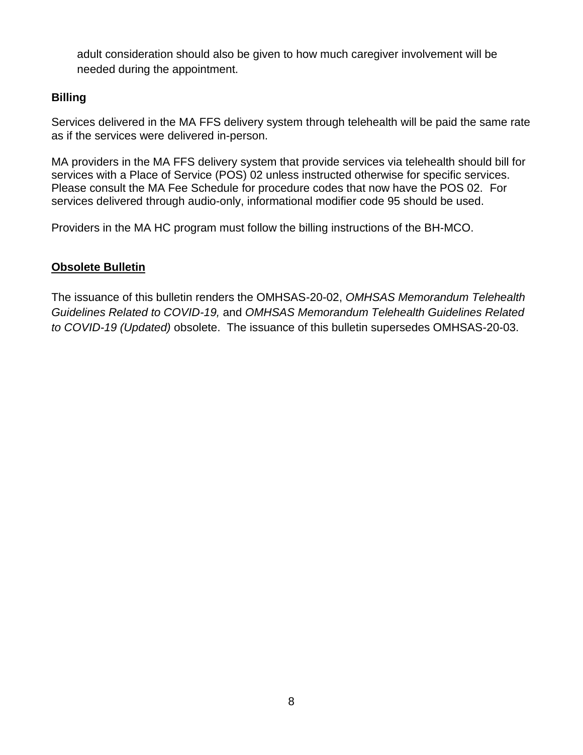adult consideration should also be given to how much caregiver involvement will be needed during the appointment.

**Billing**

Services delivered in the MA FFS delivery system through telehealth will be paid the same rate as if the services were delivered in-person.

MA providers in the MA FFS delivery system that provide services via telehealth should bill for services with a Place of Service (POS) 02 unless instructed otherwise for specific services. Please consult the MA Fee Schedule for procedure codes that now have the POS 02. For services delivered through audio-only, informational modifier code 95 should be used.

Providers in the MA HC program must follow the billing instructions of the BH-MCO.

**Obsolete Bulletin**

The issuance of this bulletin renders the OMHSAS-20-02, *OMHSAS Memorandum Telehealth Guidelines Related to COVID-19,* and *OMHSAS Memorandum Telehealth Guidelines Related to COVID-19 (Updated)* obsolete. The issuance of this bulletin supersedes OMHSAS-20-03.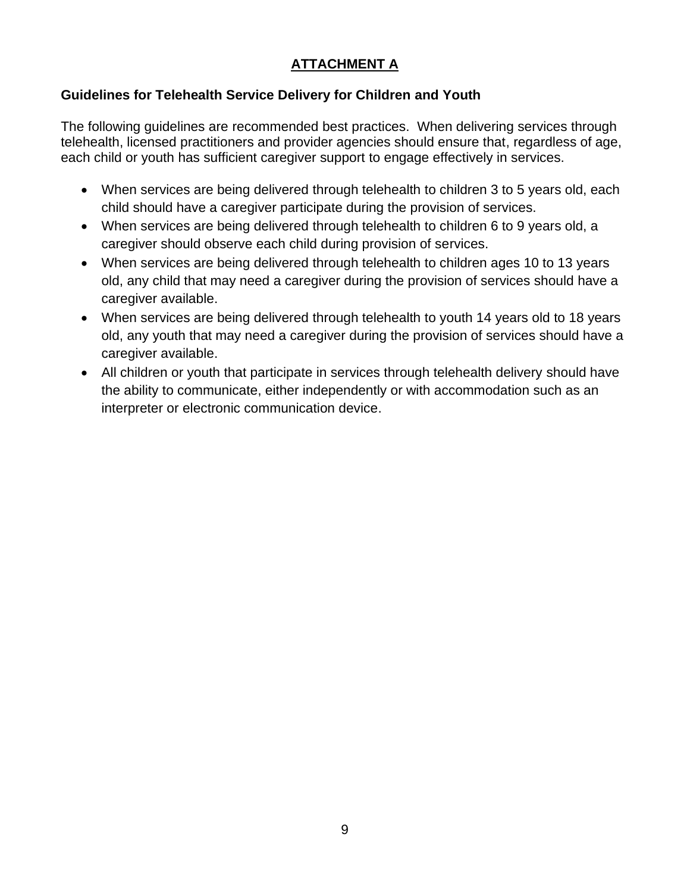# ATTACHMENT A

## Guidelines for Telehealth Service Delivery for Children and Youth

The following guidelines are recommended best practices. When delivering services through telehealth, licensed practitioners and provider agencies should ensure that, regardless of age, each child or youth has sufficient caregiver support to engage effectively in services.

- When services are being delivered through telehealth to children 3 to 5 years old, each child should have a caregiver participate during the provision of services.
- When services are being delivered through telehealth to children 6 to 9 years old, a caregiver should observe each child during provision of services.
- When services are being delivered through telehealth to children ages 10 to 13 years old, any child that may need a caregiver during the provision of services should have a caregiver available.
- When services are being delivered through telehealth to youth 14 years old to 18 years old, any youth that may need a caregiver during the provision of services should have a caregiver available.
- All children or youth that participate in services through telehealth delivery should have the ability to communicate, either independently or with accommodation such as an interpreter or electronic communication device.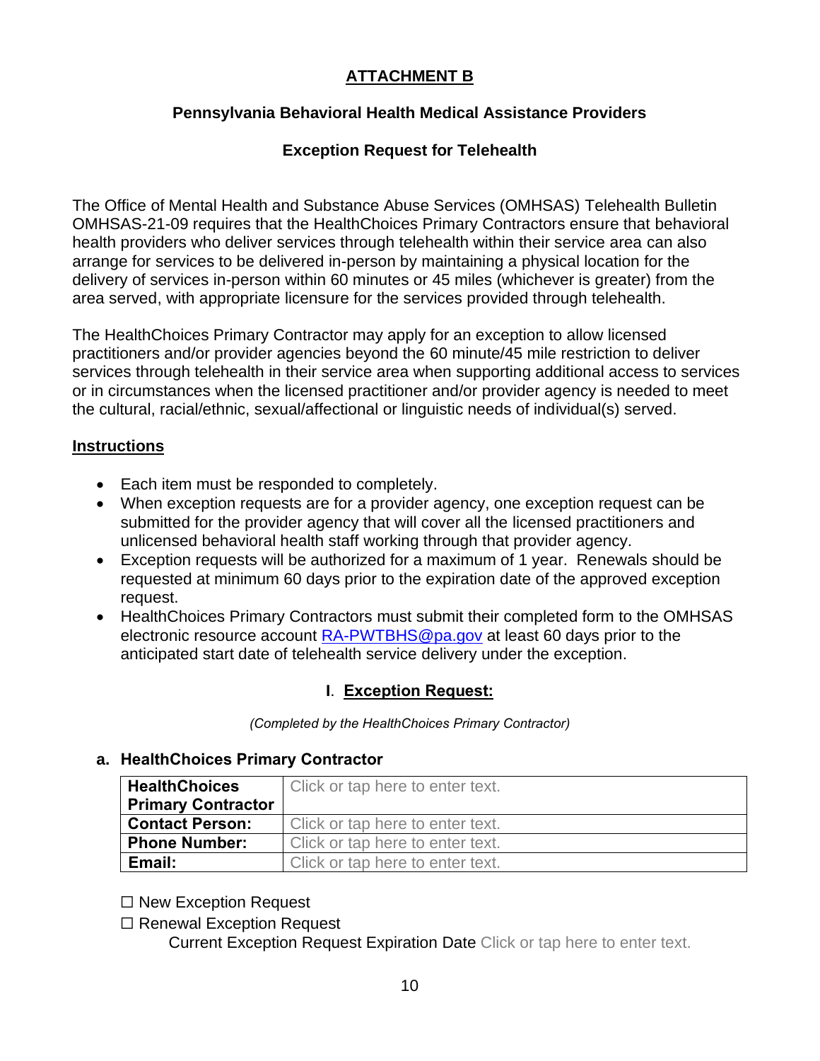# ATTACHMENT B

## Pennsylvania Behavioral Health Medical Assistance Providers

## Exception Request for Telehealth

The Office of Mental Health and Substance Abuse Services (OMHSAS) Telehealth Bulletin OMHSAS-21-09 requires that the HealthChoices Primary Contractors ensure that behavioral health providers who deliver services through telehealth within their service area can also arrange for services to be delivered in-person by maintaining a physical location for the delivery of services in-person within 60 minutes or 45 miles (whichever is greater) from the area served, with appropriate licensure for the services provided through telehealth.

The HealthChoices Primary Contractor may apply for an exception to allow licensed practitioners and/or provider agencies beyond the 60 minute/45 mile restriction to deliver services through telehealth in their service area when supporting additional access to services or in circumstances when the licensed practitioner and/or provider agency is needed to meet the cultural, racial/ethnic, sexual/affectional or linguistic needs of individual(s) served.

### Instructions

- Each item must be responded to completely.
- When exception requests are for a provider agency, one exception request can be submitted for the provider agency that will cover all the licensed practitioners and unlicensed behavioral health staff working through that provider agency.
- Exception requests will be authorized for a maximum of 1 year. Renewals should be requested at minimum 60 days prior to the expiration date of the approved exception request.
- HealthChoices Primary Contractors must submit their completed form to the OMHSAS electronic resource account RA-PWTBHS@pa.gov at least 60 days prior to the anticipated start date of telehealth service delivery under the exception.

## I. Exception Request:

*(Completed by the HealthChoices Primary Contractor)*

### a. HealthChoices Primary Contractor

| **HealthChoices Primary Contractor** | Click or tap here to enter text. |
| --- | --- |
| **Contact Person:** | Click or tap here to enter text. |
| **Phone Number:** | Click or tap here to enter text. |
| **Email:** | Click or tap here to enter text. |

☐ New Exception Request

☐ Renewal Exception Request

Current Exception Request Expiration Date Click or tap here to enter text.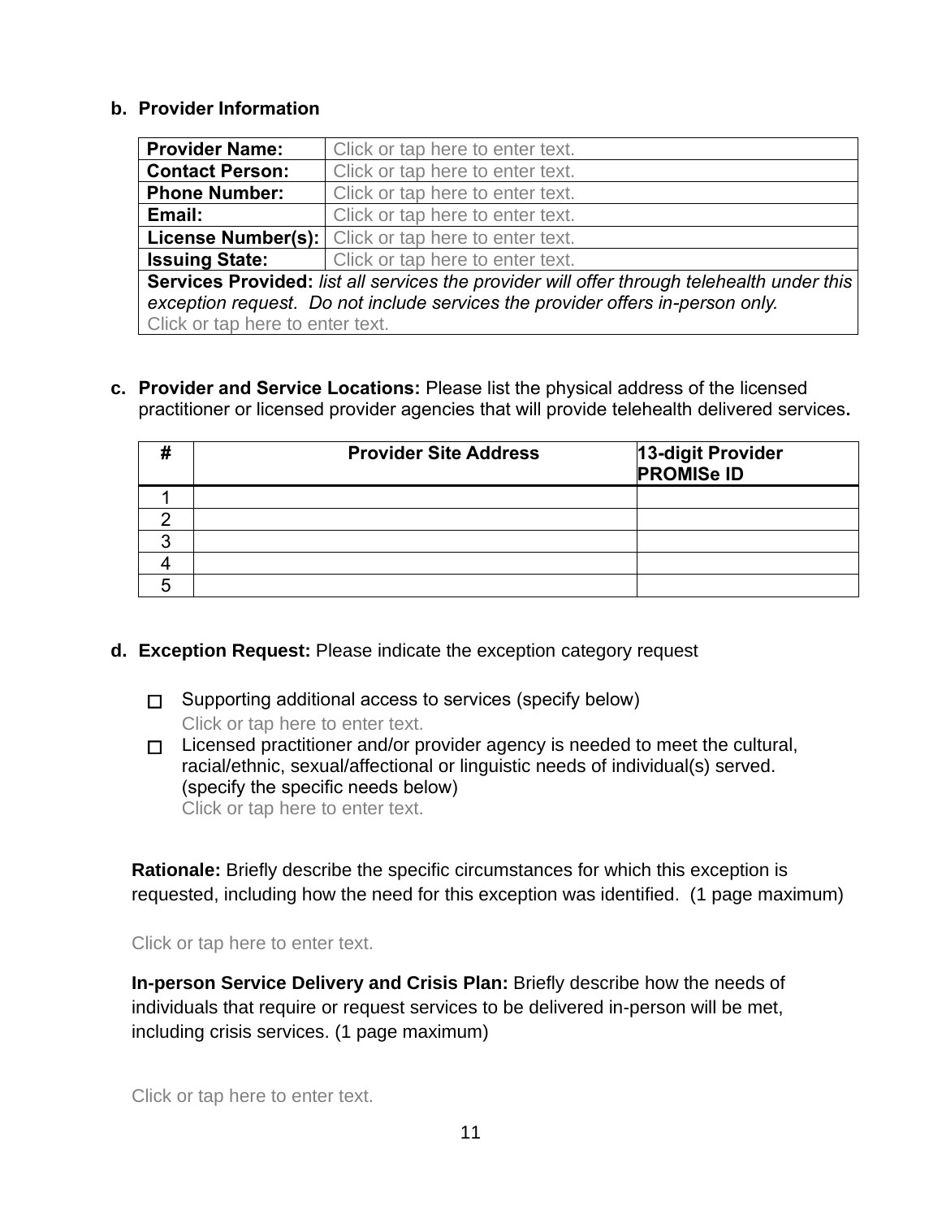**b. Provider Information**

| **Provider Name:** | Click or tap here to enter text. |
|---|---|
| **Contact Person:** | Click or tap here to enter text. |
| **Phone Number:** | Click or tap here to enter text. |
| **Email:** | Click or tap here to enter text. |
| **License Number(s):** | Click or tap here to enter text. |
| **Issuing State:** | Click or tap here to enter text. |
| **Services Provided:** *list all services the provider will offer through telehealth under this exception request. Do not include services the provider offers in-person only.* Click or tap here to enter text. | |

**c. Provider and Service Locations:** Please list the physical address of the licensed practitioner or licensed provider agencies that will provide telehealth delivered services**.**

| # | Provider Site Address | 13-digit Provider PROMISe ID |
|---|---|---|
| 1 | | |
| 2 | | |
| 3 | | |
| 4 | | |
| 5 | | |

**d. Exception Request:** Please indicate the exception category request

- ☐ Supporting additional access to services (specify below)
  Click or tap here to enter text.
- ☐ Licensed practitioner and/or provider agency is needed to meet the cultural, racial/ethnic, sexual/affectional or linguistic needs of individual(s) served. (specify the specific needs below)
  Click or tap here to enter text.

**Rationale:** Briefly describe the specific circumstances for which this exception is requested, including how the need for this exception was identified. (1 page maximum)

Click or tap here to enter text.

**In-person Service Delivery and Crisis Plan:** Briefly describe how the needs of individuals that require or request services to be delivered in-person will be met, including crisis services. (1 page maximum)

Click or tap here to enter text.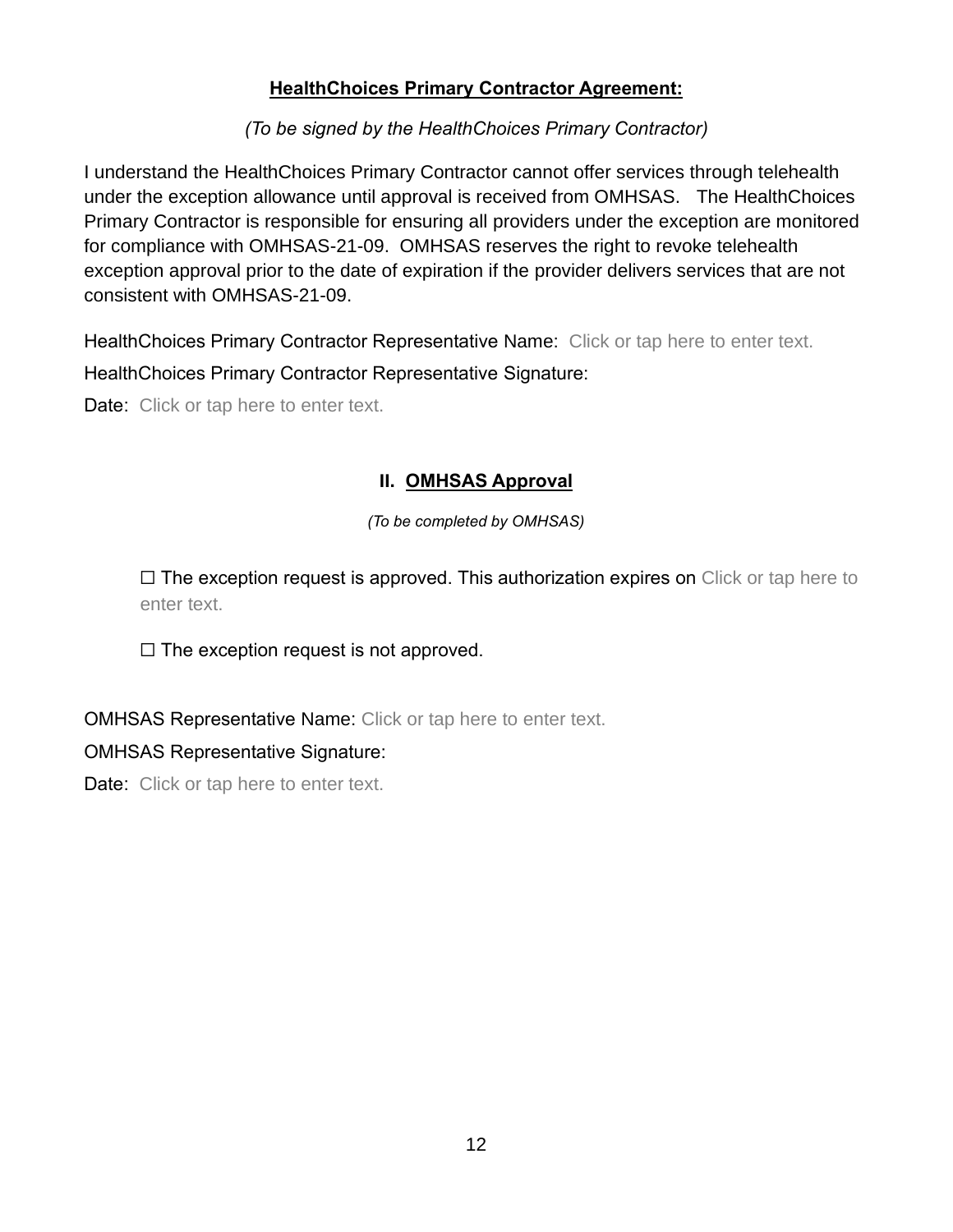**HealthChoices Primary Contractor Agreement:**

*(To be signed by the HealthChoices Primary Contractor)*

I understand the HealthChoices Primary Contractor cannot offer services through telehealth under the exception allowance until approval is received from OMHSAS. The HealthChoices Primary Contractor is responsible for ensuring all providers under the exception are monitored for compliance with OMHSAS-21-09. OMHSAS reserves the right to revoke telehealth exception approval prior to the date of expiration if the provider delivers services that are not consistent with OMHSAS-21-09.

HealthChoices Primary Contractor Representative Name: Click or tap here to enter text.

HealthChoices Primary Contractor Representative Signature:

Date: Click or tap here to enter text.

## II. OMHSAS Approval

*(To be completed by OMHSAS)*

☐ The exception request is approved. This authorization expires on Click or tap here to enter text.

☐ The exception request is not approved.

OMHSAS Representative Name: Click or tap here to enter text.

OMHSAS Representative Signature:

Date: Click or tap here to enter text.